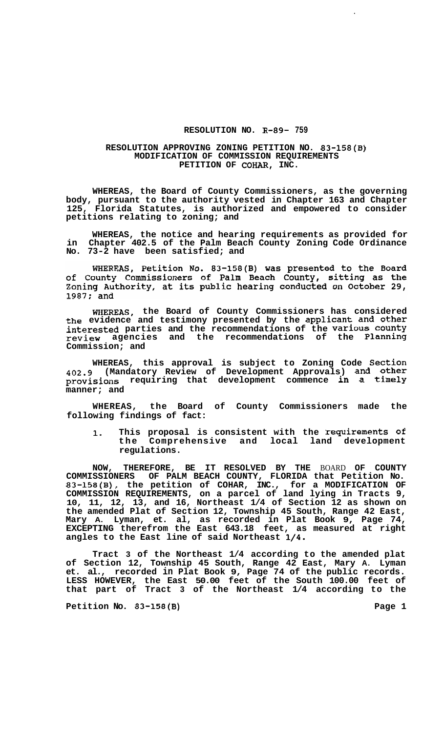**RESOLUTION NO. R-89- 759**

**RESOLUTION APPROVING ZONING PETITION NO. 83-158(B) MODIFICATION OF COMMISSION REQUIREMENTS PETITION OF COHAR, INC.**

**WHEREAS, the Board of County Commissioners, as the governing body, pursuant to the authority vested in Chapter 163 and Chapter 125, Florida Statutes, is authorized and empowered to consider petitions relating to zoning; and**

**WHEREAS, the notice and hearing requirements as provided for in Chapter 402.5 of the Palm Beach County Zoning Code Ordinance No. 73-2 have been satisfied; and**

WHEREAS, Petition No. 83-158(B) was presented to the Board of County Commissioners of Palm Beach County, sitting as the Zoning Authority, at its public hearing conducted on October 29, 1987; and

**WHEREAS, the Board of County Commissioners has considered the evidence and testimony presented by the applicant and other interested parties and the recommendations of the various county review agencies and the recommendations of the Planning Commission; and**

**WHEREAS, this approval is subject to Zoning Code Section 402.9 (Mandatory Review of Development Approvals) and other provisions requiring that development commence in a timely manner; and**

**WHEREAS, the Board of County Commissioners made the following findings of fact:**

1. **This proposal is consistent with the requirements of the Comprehensive and local land development regulations.**

**NOW, THEREFORE, BE IT RESOLVED BY THE BOARD OF COUNTY COMMISSIONERS OF PALM BEACH COUNTY, FLORIDA that Petition No. 83-158(B), the petition of COHAR, INC., for a MODIFICATION OF COMMISSION REQUIREMENTS, on a parcel of land lying in Tracts 9, 10, 11, 12, 13, and 16, Northeast 1/4 of Section 12 as shown on the amended Plat of Section 12, Township 45 South, Range 42 East, Mary A. Lyman, et. al, as recorded in Plat Book 9, Page 74, EXCEPTING therefrom the East 643.18 feet, as measured at right angles to the East line of said Northeast 1/4.**

**Tract 3 of the Northeast 1/4 according to the amended plat of Section 12, Township 45 South, Range 42 East, Mary A. Lyman et. al., recorded in Plat Book 9, Page 74 of the public records. LESS HOWEVER, the East 50.00 feet of the South 100.00 feet of that part of Tract 3 of the Northeast 1/4 according to the**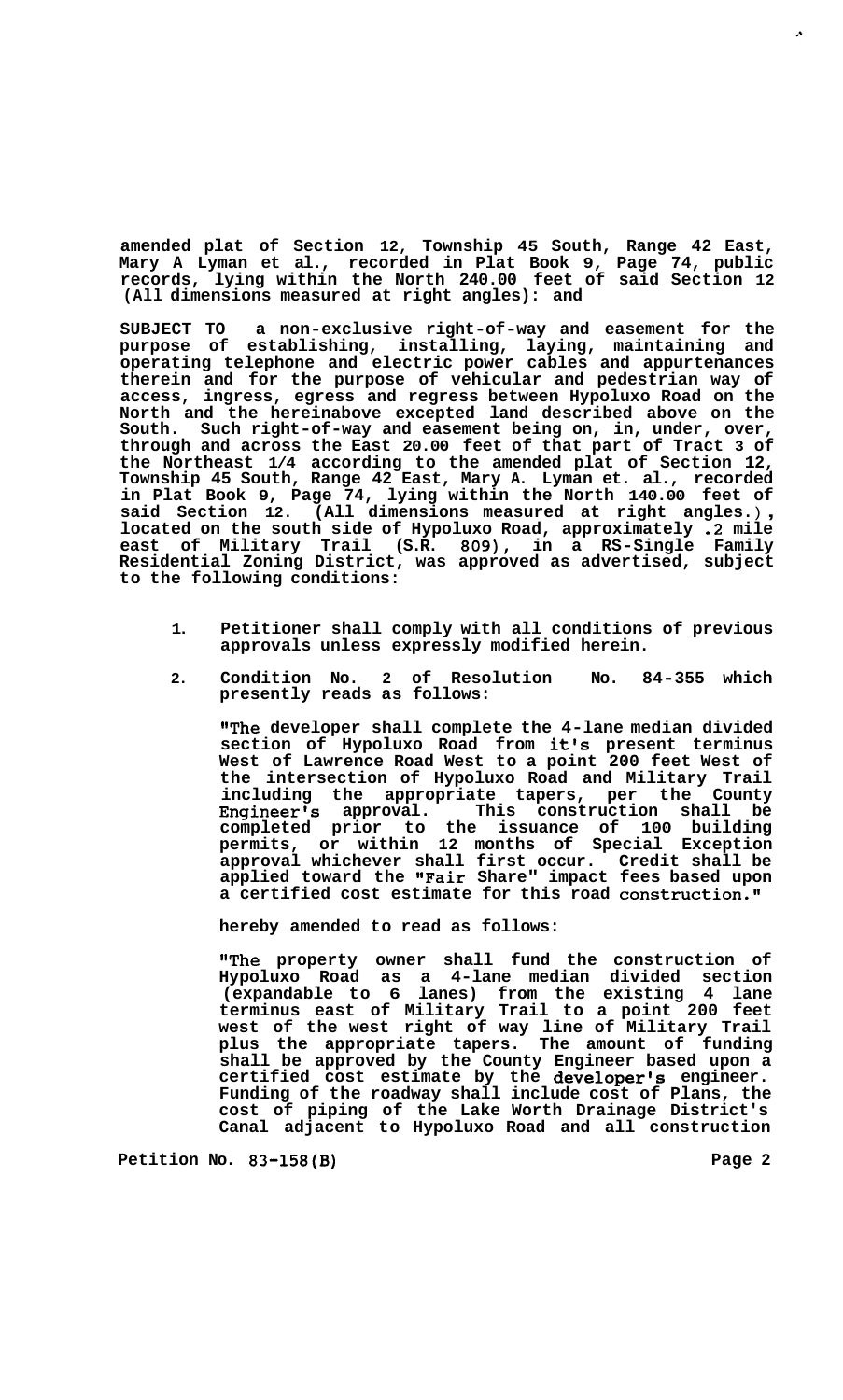amended plat of Section 12, Township 45 South, Range 42 East, Mary A Lyman et al., recorded in Plat Book 9, Page 74, public records, lying within the North 240.00 feet of said Section 12 (All dimensions measured at right angles): and

SUBJECT TO a non-exclusive right-of-way and easement for the purpose of establishing, installing, laying, maintaining and operating telephone and electric power cables and appurtenances therein and for the purpose of vehicular and pedestrian way of access, ingress, egress and regress between Hypoluxo Road on the North and the hereinabove excepted land described above on the South. Such right-of-way and easement being on, in, under, over, through and across the East 20.00 feet of that part of Tract 3 of the Northeast 1/4 according to the amended plat of Section 12, Township 45 South, Range 42 East, Mary A. Lyman et. al., recorded in Plat Book 9, Page 74, lying within the North 140.00 feet of said Section 12. (All dimensions measured at right angles.), located on the south side of Hypoluxo Road, approximately .2 mile east of Military Trail (S.R. 809), in a RS-Single Family Residential Zoning District, was approved as advertised, subject to the following conditions:

1. Petitioner shall comply with all conditions of previous approvals unless expressly modified herein.

2. Condition No. 2 of Resolution No. 84-355 which presently reads as follows:

   "The developer shall complete the 4-lane median divided section of Hypoluxo Road from it's present terminus West of Lawrence Road West to a point 200 feet West of the intersection of Hypoluxo Road and Military Trail including the appropriate tapers, per the County Engineer's approval. This construction shall be completed prior to the issuance of 100 building permits, or within 12 months of Special Exception approval whichever shall first occur. Credit shall be applied toward the "Fair Share" impact fees based upon a certified cost estimate for this road construction."

   hereby amended to read as follows:

   "The property owner shall fund the construction of Hypoluxo Road as a 4-lane median divided section (expandable to 6 lanes) from the existing 4 lane terminus east of Military Trail to a point 200 feet west of the west right of way line of Military Trail plus the appropriate tapers. The amount of funding shall be approved by the County Engineer based upon a certified cost estimate by the developer's engineer. Funding of the roadway shall include cost of Plans, the cost of piping of the Lake Worth Drainage District's Canal adjacent to Hypoluxo Road and all construction

Petition No. 83-158(B)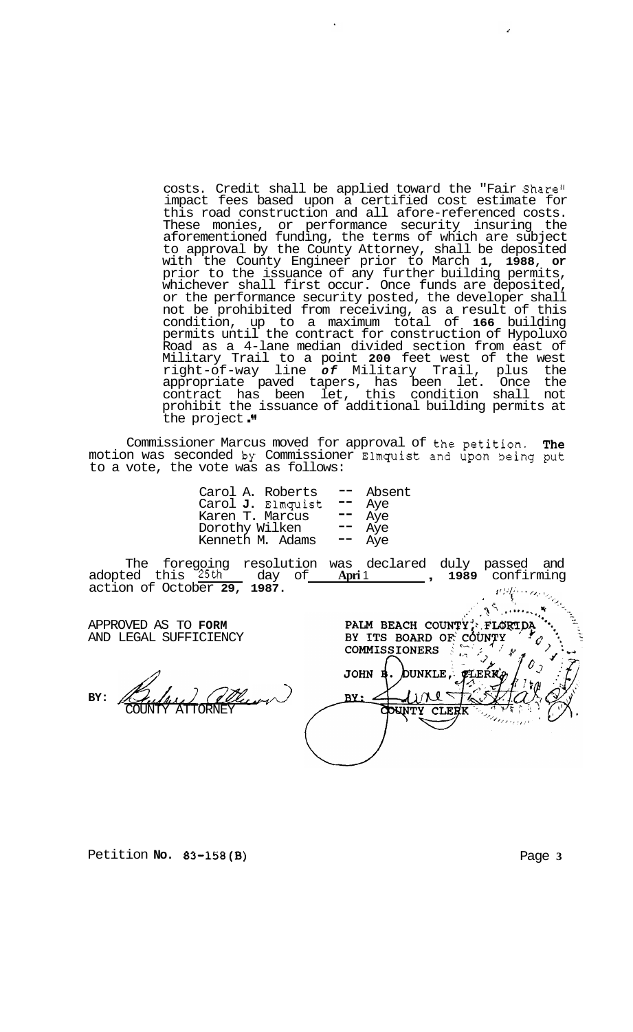costs. Credit shall be applied toward the "Fair Share" impact fees based upon a certified cost estimate for this road construction and all afore-referenced costs. These monies, or performance security insuring the aforementioned funding, the terms of which are subject to approval by the County Attorney, shall be deposited with the County Engineer prior to March **1, 1988, or** prior to the issuance of any further building permits, whichever shall first occur. Once funds are deposited, or the performance security posted, the developer shall not be prohibited from receiving, as a result of this condition, up to a maximum total of **166** building permits until the contract for construction of Hypoluxo Road as a 4-lane median divided section from east of Military Trail to a point **200** feet west of the west right-of-way line *of* Military Trail, plus the appropriate paved tapers, has been let. Once the contract has been let, this condition shall not prohibit the issuance of additional building permits at the project."

Commissioner Marcus moved for approval of the petition. **The** motion was seconded by Commissioner Elmquist and upon being put to a vote, the vote was as follows:

| | | |
|---|---|---|
| Carol A. Roberts | -- | Absent |
| Carol **J.** Elmquist | -- | Aye |
| Karen T. Marcus | -- | Aye |
| Dorothy Wilken | -- | Aye |
| Kenneth M. Adams | -- | Aye |

The foregoing resolution was declared duly passed and adopted this 25th day of **April**, **1989** confirming action of October **29, 1987**.

APPROVED AS TO **FORM**
AND LEGAL SUFFICIENCY

BY: COUNTY ATTORNEY

PALM BEACH COUNTY, FLORIDA
BY ITS BOARD OF COUNTY
COMMISSIONERS

JOHN B. DUNKLE, CLERK

BY: COUNTY CLERK

Petition **No. 83-158(B)**